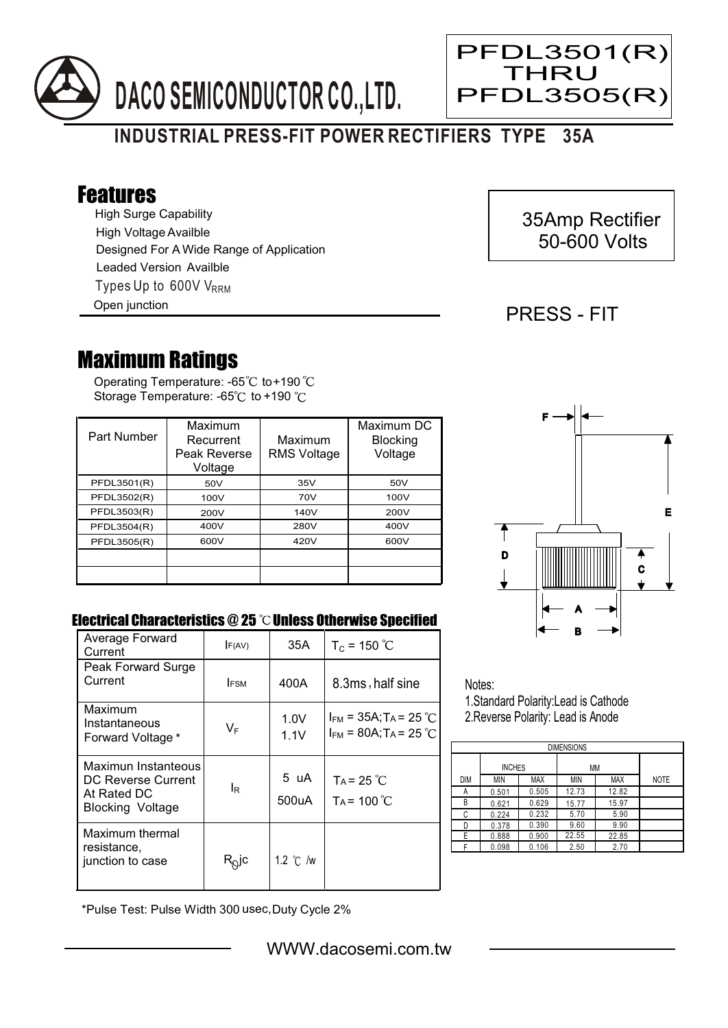# DACO SEMICONDUCTOR CO.,LTD.

**PFDL3501(R) THRU PFDL3505(R)**

## INDUSTRIAL PRESS-FIT POWER RECTIFIERS TYPE 35A

## Features

- High Surge Capability
- High Voltage Availble
- Designed For A Wide Range of Application
- Leaded Version Availble
- Types Up to 600V $V_{RRM}$
- Open junction

35Amp Rectifier
50-600 Volts

PRESS - FIT

## Maximum Ratings

Operating Temperature: -65℃ to+190 ℃
Storage Temperature: -65℃ to +190 ℃

| Part Number | Maximum Recurrent Peak Reverse Voltage | Maximum RMS Voltage | Maximum DC Blocking Voltage |
|---|---|---|---|
| PFDL3501(R) | 50V | 35V | 50V |
| PFDL3502(R) | 100V | 70V | 100V |
| PFDL3503(R) | 200V | 140V | 200V |
| PFDL3504(R) | 400V | 280V | 400V |
| PFDL3505(R) | 600V | 420V | 600V |
| | | | |
| | | | |

### Electrical Characteristics @ 25 ℃ Unless Otherwise Specified

| | | | |
|---|---|---|---|
| Average Forward Current | $I_{F(AV)}$ | 35A | $T_C$ = 150 ℃ |
| Peak Forward Surge Current | $I_{FSM}$ | 400A | 8.3ms , half sine |
| Maximum Instantaneous Forward Voltage * | $V_F$ | 1.0V<br>1.1V | $I_{FM}$ = 35A; $T_A$ = 25 ℃<br>$I_{FM}$ = 80A; $T_A$ = 25 ℃ |
| Maximun Instanteous DC Reverse Current At Rated DC Blocking Voltage | $I_R$ | 5 uA<br>500uA | $T_A$ = 25 ℃<br>$T_A$ = 100 ℃ |
| Maximum thermal resistance, junction to case | $R_{\theta}jc$ | 1.2 ℃ /w | |

*Pulse Test: Pulse Width 300 usec,Duty Cycle 2%

Notes:
1.Standard Polarity:Lead is Cathode
2.Reverse Polarity: Lead is Anode

| DIMENSIONS | | | | | |
|---|---|---|---|---|---|
| | INCHES | | MM | | |
| DIM | MIN | MAX | MIN | MAX | NOTE |
| A | 0.501 | 0.505 | 12.73 | 12.82 | |
| B | 0.621 | 0.629 | 15.77 | 15.97 | |
| C | 0.224 | 0.232 | 5.70 | 5.90 | |
| D | 0.378 | 0.390 | 9.60 | 9.90 | |
| E | 0.888 | 0.900 | 22.55 | 22.85 | |
| F | 0.098 | 0.106 | 2.50 | 2.70 | |

WWW.dacosemi.com.tw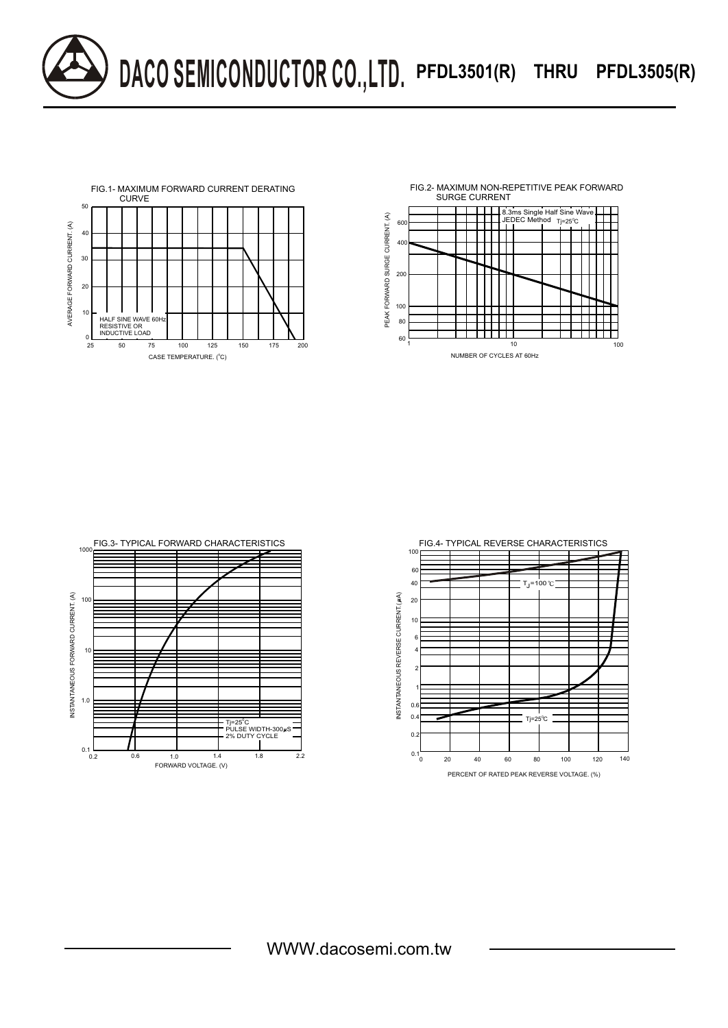FIG.1- MAXIMUM FORWARD CURRENT DERATING CURVE

AVERAGE FORWARD CURRENT. (A)

50
40
30
20
10
0

25 50 75 100 125 150 175 200

HALF SINE WAVE 60Hz
RESISTIVE OR
INDUCTIVE LOAD

CASE TEMPERATURE. (°C)

FIG.2- MAXIMUM NON-REPETITIVE PEAK FORWARD SURGE CURRENT

PEAK FORWARD SURGE CURRENT. (A)

600
400
200
100
80
60

1 10 100

8.3ms Single Half Sine Wave
JEDEC Method Tj=25°C

NUMBER OF CYCLES AT 60Hz

FIG.3- TYPICAL FORWARD CHARACTERISTICS

INSTANTANEOUS FORWARD CURRENT. (A)

1000
100
10
1.0
0.1

0.2 0.6 1.0 1.4 1.8 2.2

Tj=25°C
PULSE WIDTH-300μS
2% DUTY CYCLE

FORWARD VOLTAGE. (V)

FIG.4- TYPICAL REVERSE CHARACTERISTICS

INSTANTANEOUS REVERSE CURRENT.(μA)

100
60
40
20
10
6
4
2
1
0.6
0.4
0.2
0.1

0 20 40 60 80 100 120 140

$T_J$=100 ℃

Tj=25°C

PERCENT OF RATED PEAK REVERSE VOLTAGE. (%)

WWW.dacosemi.com.tw